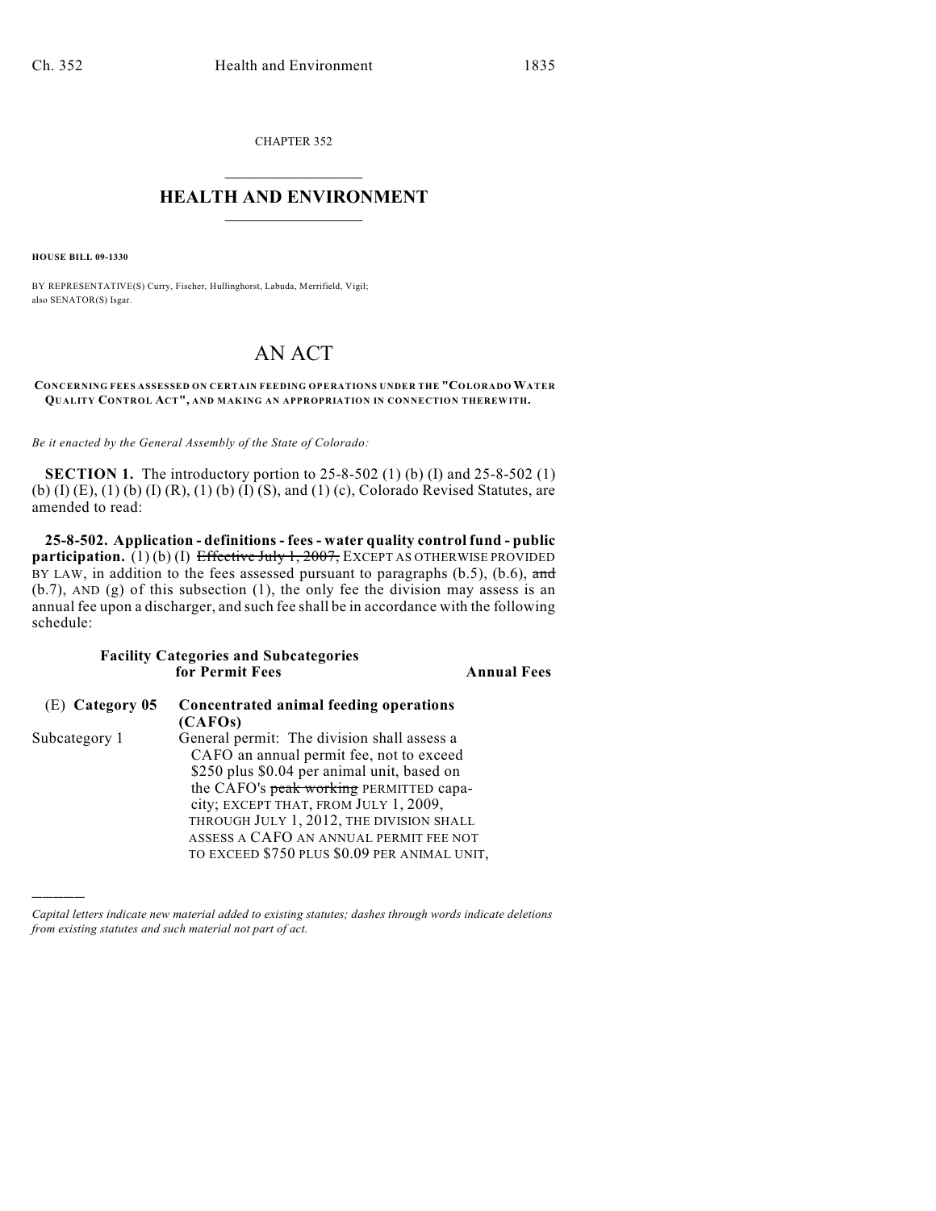CHAPTER 352

# HEALTH AND ENVIRONMENT

**HOUSE BILL 09-1330**

BY REPRESENTATIVE(S) Curry, Fischer, Hullinghorst, Labuda, Merrifield, Vigil; also SENATOR(S) Isgar.

# AN ACT

**CONCERNING FEES ASSESSED ON CERTAIN FEEDING OPERATIONS UNDER THE "COLORADO WATER QUALITY CONTROL ACT", AND MAKING AN APPROPRIATION IN CONNECTION THEREWITH.**

*Be it enacted by the General Assembly of the State of Colorado:*

**SECTION 1.** The introductory portion to 25-8-502 (1) (b) (I) and 25-8-502 (1) (b) (I) (E), (1) (b) (I) (R), (1) (b) (I) (S), and (1) (c), Colorado Revised Statutes, are amended to read:

**25-8-502. Application - definitions - fees - water quality control fund - public participation.** (1) (b) (I) ~~Effective July 1, 2007,~~ EXCEPT AS OTHERWISE PROVIDED BY LAW, in addition to the fees assessed pursuant to paragraphs (b.5), (b.6), ~~and~~ (b.7), AND (g) of this subsection (1), the only fee the division may assess is an annual fee upon a discharger, and such fee shall be in accordance with the following schedule:

| Facility Categories and Subcategories for Permit Fees | | Annual Fees |
|---|---|---|
| (E) **Category 05** | **Concentrated animal feeding operations (CAFOs)** | |
| Subcategory 1 | General permit: The division shall assess a CAFO an annual permit fee, not to exceed $250 plus $0.04 per animal unit, based on the CAFO's ~~peak working~~ PERMITTED capacity; EXCEPT THAT, FROM JULY 1, 2009, THROUGH JULY 1, 2012, THE DIVISION SHALL ASSESS A CAFO AN ANNUAL PERMIT FEE NOT TO EXCEED $750 PLUS $0.09 PER ANIMAL UNIT, | |

———

*Capital letters indicate new material added to existing statutes; dashes through words indicate deletions from existing statutes and such material not part of act.*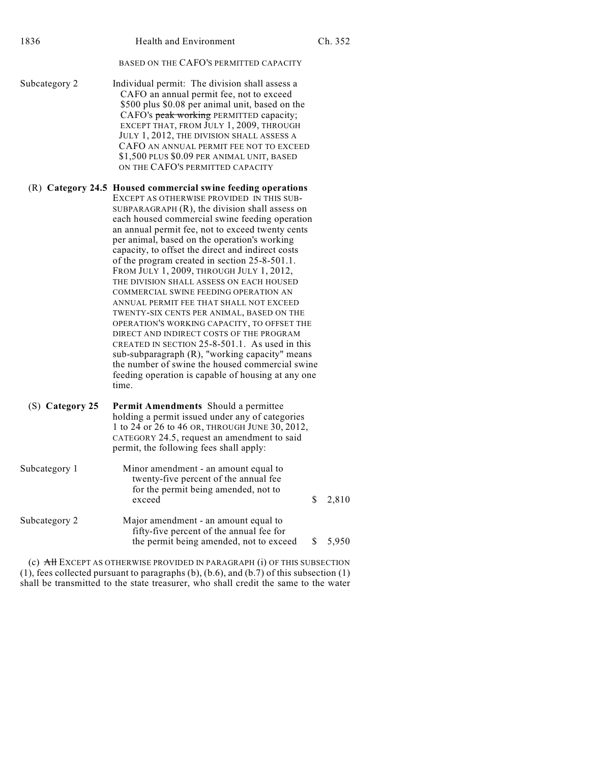BASED ON THE CAFO'S PERMITTED CAPACITY

Subcategory 2 — Individual permit: The division shall assess a CAFO an annual permit fee, not to exceed \$500 plus \$0.08 per animal unit, based on the CAFO's ~~peak working~~ PERMITTED capacity; EXCEPT THAT, FROM JULY 1, 2009, THROUGH JULY 1, 2012, THE DIVISION SHALL ASSESS A CAFO AN ANNUAL PERMIT FEE NOT TO EXCEED \$1,500 PLUS \$0.09 PER ANIMAL UNIT, BASED ON THE CAFO'S PERMITTED CAPACITY

(R) **Category 24.5 Housed commercial swine feeding operations** EXCEPT AS OTHERWISE PROVIDED IN THIS SUB-SUBPARAGRAPH (R), the division shall assess on each housed commercial swine feeding operation an annual permit fee, not to exceed twenty cents per animal, based on the operation's working capacity, to offset the direct and indirect costs of the program created in section 25-8-501.1. FROM JULY 1, 2009, THROUGH JULY 1, 2012, THE DIVISION SHALL ASSESS ON EACH HOUSED COMMERCIAL SWINE FEEDING OPERATION AN ANNUAL PERMIT FEE THAT SHALL NOT EXCEED TWENTY-SIX CENTS PER ANIMAL, BASED ON THE OPERATION'S WORKING CAPACITY, TO OFFSET THE DIRECT AND INDIRECT COSTS OF THE PROGRAM CREATED IN SECTION 25-8-501.1. As used in this sub-subparagraph (R), "working capacity" means the number of swine the housed commercial swine feeding operation is capable of housing at any one time.

(S) **Category 25 Permit Amendments** Should a permittee holding a permit issued under any of categories 1 to 24 or 26 to 46 OR, THROUGH JUNE 30, 2012, CATEGORY 24.5, request an amendment to said permit, the following fees shall apply:

| | | |
|---|---|---|
| Subcategory 1 | Minor amendment - an amount equal to twenty-five percent of the annual fee for the permit being amended, not to exceed | \$ 2,810 |
| Subcategory 2 | Major amendment - an amount equal to fifty-five percent of the annual fee for the permit being amended, not to exceed | \$ 5,950 |

(c) ~~All~~ EXCEPT AS OTHERWISE PROVIDED IN PARAGRAPH (i) OF THIS SUBSECTION (1), fees collected pursuant to paragraphs (b), (b.6), and (b.7) of this subsection (1) shall be transmitted to the state treasurer, who shall credit the same to the water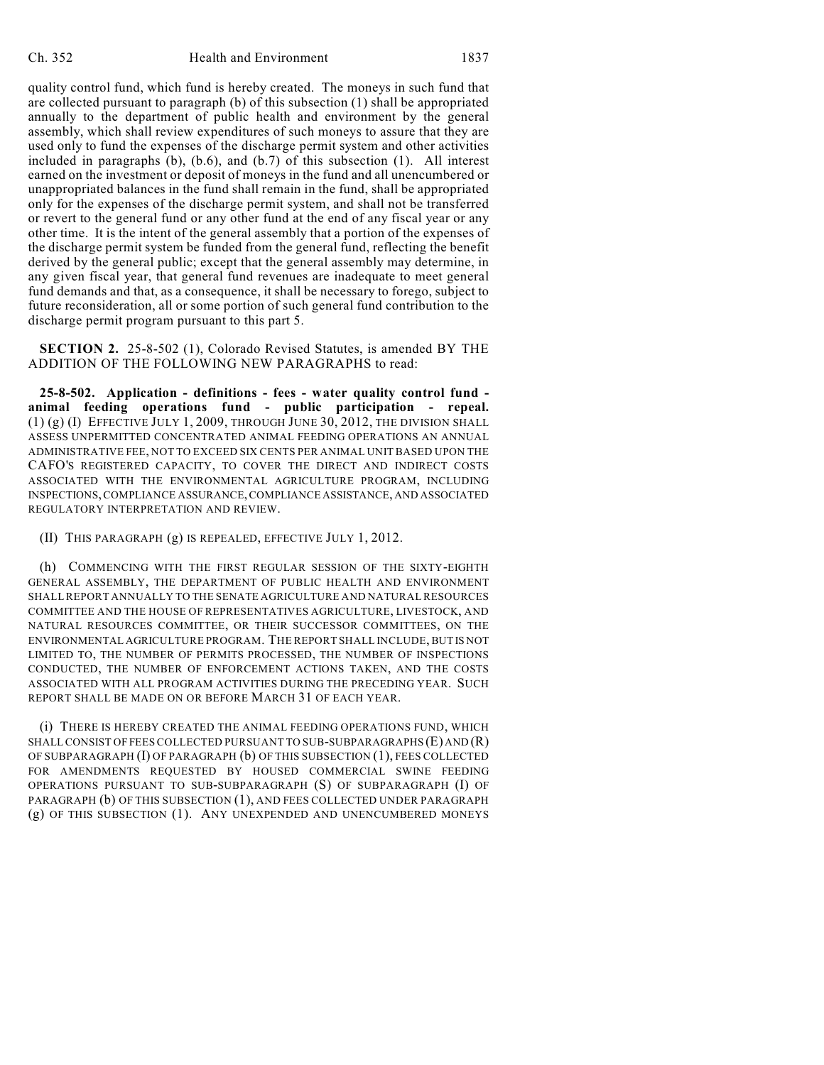quality control fund, which fund is hereby created. The moneys in such fund that are collected pursuant to paragraph (b) of this subsection (1) shall be appropriated annually to the department of public health and environment by the general assembly, which shall review expenditures of such moneys to assure that they are used only to fund the expenses of the discharge permit system and other activities included in paragraphs (b), (b.6), and (b.7) of this subsection (1). All interest earned on the investment or deposit of moneys in the fund and all unencumbered or unappropriated balances in the fund shall remain in the fund, shall be appropriated only for the expenses of the discharge permit system, and shall not be transferred or revert to the general fund or any other fund at the end of any fiscal year or any other time. It is the intent of the general assembly that a portion of the expenses of the discharge permit system be funded from the general fund, reflecting the benefit derived by the general public; except that the general assembly may determine, in any given fiscal year, that general fund revenues are inadequate to meet general fund demands and that, as a consequence, it shall be necessary to forego, subject to future reconsideration, all or some portion of such general fund contribution to the discharge permit program pursuant to this part 5.

**SECTION 2.** 25-8-502 (1), Colorado Revised Statutes, is amended BY THE ADDITION OF THE FOLLOWING NEW PARAGRAPHS to read:

**25-8-502. Application - definitions - fees - water quality control fund - animal feeding operations fund - public participation - repeal.** (1) (g) (I) EFFECTIVE JULY 1, 2009, THROUGH JUNE 30, 2012, THE DIVISION SHALL ASSESS UNPERMITTED CONCENTRATED ANIMAL FEEDING OPERATIONS AN ANNUAL ADMINISTRATIVE FEE, NOT TO EXCEED SIX CENTS PER ANIMAL UNIT BASED UPON THE CAFO'S REGISTERED CAPACITY, TO COVER THE DIRECT AND INDIRECT COSTS ASSOCIATED WITH THE ENVIRONMENTAL AGRICULTURE PROGRAM, INCLUDING INSPECTIONS, COMPLIANCE ASSURANCE, COMPLIANCE ASSISTANCE, AND ASSOCIATED REGULATORY INTERPRETATION AND REVIEW.

(II) THIS PARAGRAPH (g) IS REPEALED, EFFECTIVE JULY 1, 2012.

(h) COMMENCING WITH THE FIRST REGULAR SESSION OF THE SIXTY-EIGHTH GENERAL ASSEMBLY, THE DEPARTMENT OF PUBLIC HEALTH AND ENVIRONMENT SHALL REPORT ANNUALLY TO THE SENATE AGRICULTURE AND NATURAL RESOURCES COMMITTEE AND THE HOUSE OF REPRESENTATIVES AGRICULTURE, LIVESTOCK, AND NATURAL RESOURCES COMMITTEE, OR THEIR SUCCESSOR COMMITTEES, ON THE ENVIRONMENTAL AGRICULTURE PROGRAM. THE REPORT SHALL INCLUDE, BUT IS NOT LIMITED TO, THE NUMBER OF PERMITS PROCESSED, THE NUMBER OF INSPECTIONS CONDUCTED, THE NUMBER OF ENFORCEMENT ACTIONS TAKEN, AND THE COSTS ASSOCIATED WITH ALL PROGRAM ACTIVITIES DURING THE PRECEDING YEAR. SUCH REPORT SHALL BE MADE ON OR BEFORE MARCH 31 OF EACH YEAR.

(i) THERE IS HEREBY CREATED THE ANIMAL FEEDING OPERATIONS FUND, WHICH SHALL CONSIST OF FEES COLLECTED PURSUANT TO SUB-SUBPARAGRAPHS (E) AND (R) OF SUBPARAGRAPH (I) OF PARAGRAPH (b) OF THIS SUBSECTION (1), FEES COLLECTED FOR AMENDMENTS REQUESTED BY HOUSED COMMERCIAL SWINE FEEDING OPERATIONS PURSUANT TO SUB-SUBPARAGRAPH (S) OF SUBPARAGRAPH (I) OF PARAGRAPH (b) OF THIS SUBSECTION (1), AND FEES COLLECTED UNDER PARAGRAPH (g) OF THIS SUBSECTION (1). ANY UNEXPENDED AND UNENCUMBERED MONEYS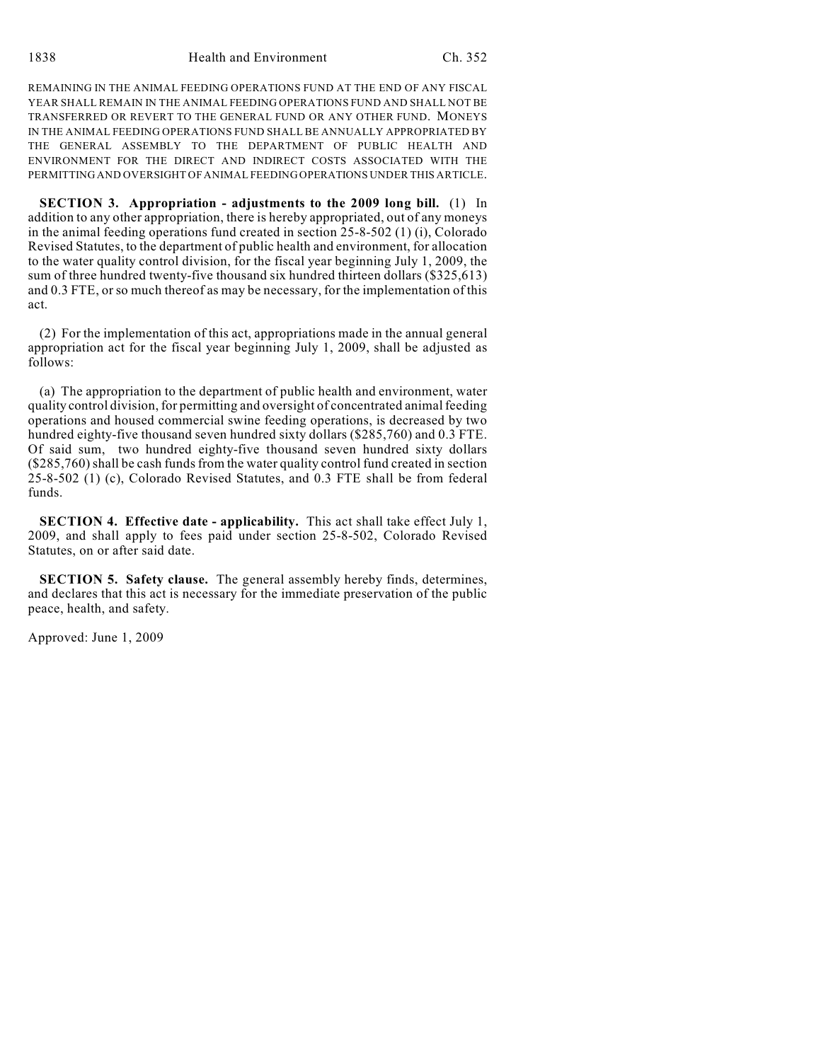REMAINING IN THE ANIMAL FEEDING OPERATIONS FUND AT THE END OF ANY FISCAL YEAR SHALL REMAIN IN THE ANIMAL FEEDING OPERATIONS FUND AND SHALL NOT BE TRANSFERRED OR REVERT TO THE GENERAL FUND OR ANY OTHER FUND. MONEYS IN THE ANIMAL FEEDING OPERATIONS FUND SHALL BE ANNUALLY APPROPRIATED BY THE GENERAL ASSEMBLY TO THE DEPARTMENT OF PUBLIC HEALTH AND ENVIRONMENT FOR THE DIRECT AND INDIRECT COSTS ASSOCIATED WITH THE PERMITTING AND OVERSIGHT OF ANIMAL FEEDING OPERATIONS UNDER THIS ARTICLE.

**SECTION 3. Appropriation - adjustments to the 2009 long bill.** (1) In addition to any other appropriation, there is hereby appropriated, out of any moneys in the animal feeding operations fund created in section 25-8-502 (1) (i), Colorado Revised Statutes, to the department of public health and environment, for allocation to the water quality control division, for the fiscal year beginning July 1, 2009, the sum of three hundred twenty-five thousand six hundred thirteen dollars ($325,613) and 0.3 FTE, or so much thereof as may be necessary, for the implementation of this act.

(2) For the implementation of this act, appropriations made in the annual general appropriation act for the fiscal year beginning July 1, 2009, shall be adjusted as follows:

(a) The appropriation to the department of public health and environment, water quality control division, for permitting and oversight of concentrated animal feeding operations and housed commercial swine feeding operations, is decreased by two hundred eighty-five thousand seven hundred sixty dollars ($285,760) and 0.3 FTE. Of said sum, two hundred eighty-five thousand seven hundred sixty dollars ($285,760) shall be cash funds from the water quality control fund created in section 25-8-502 (1) (c), Colorado Revised Statutes, and 0.3 FTE shall be from federal funds.

**SECTION 4. Effective date - applicability.** This act shall take effect July 1, 2009, and shall apply to fees paid under section 25-8-502, Colorado Revised Statutes, on or after said date.

**SECTION 5. Safety clause.** The general assembly hereby finds, determines, and declares that this act is necessary for the immediate preservation of the public peace, health, and safety.

Approved: June 1, 2009